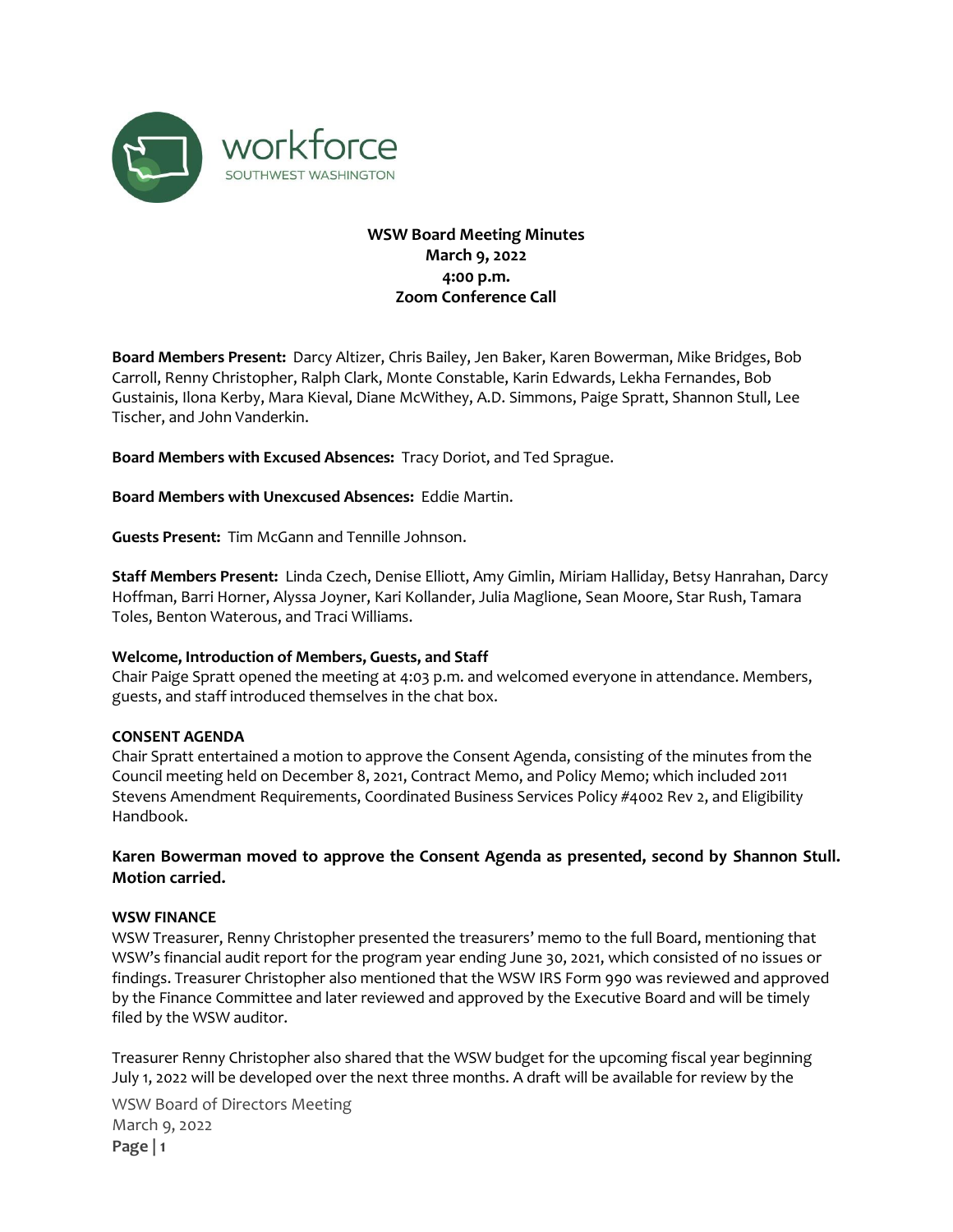# WSW Board Meeting Minutes
## March 9, 2022
## 4:00 p.m.
## Zoom Conference Call

**Board Members Present:** Darcy Altizer, Chris Bailey, Jen Baker, Karen Bowerman, Mike Bridges, Bob Carroll, Renny Christopher, Ralph Clark, Monte Constable, Karin Edwards, Lekha Fernandes, Bob Gustainis, Ilona Kerby, Mara Kieval, Diane McWithey, A.D. Simmons, Paige Spratt, Shannon Stull, Lee Tischer, and John Vanderkin.

**Board Members with Excused Absences:** Tracy Doriot, and Ted Sprague.

**Board Members with Unexcused Absences:** Eddie Martin.

**Guests Present:** Tim McGann and Tennille Johnson.

**Staff Members Present:** Linda Czech, Denise Elliott, Amy Gimlin, Miriam Halliday, Betsy Hanrahan, Darcy Hoffman, Barri Horner, Alyssa Joyner, Kari Kollander, Julia Maglione, Sean Moore, Star Rush, Tamara Toles, Benton Waterous, and Traci Williams.

**Welcome, Introduction of Members, Guests, and Staff**

Chair Paige Spratt opened the meeting at 4:03 p.m. and welcomed everyone in attendance. Members, guests, and staff introduced themselves in the chat box.

**CONSENT AGENDA**

Chair Spratt entertained a motion to approve the Consent Agenda, consisting of the minutes from the Council meeting held on December 8, 2021, Contract Memo, and Policy Memo; which included 2011 Stevens Amendment Requirements, Coordinated Business Services Policy #4002 Rev 2, and Eligibility Handbook.

**Karen Bowerman moved to approve the Consent Agenda as presented, second by Shannon Stull. Motion carried.**

**WSW FINANCE**

WSW Treasurer, Renny Christopher presented the treasurers' memo to the full Board, mentioning that WSW's financial audit report for the program year ending June 30, 2021, which consisted of no issues or findings. Treasurer Christopher also mentioned that the WSW IRS Form 990 was reviewed and approved by the Finance Committee and later reviewed and approved by the Executive Board and will be timely filed by the WSW auditor.

Treasurer Renny Christopher also shared that the WSW budget for the upcoming fiscal year beginning July 1, 2022 will be developed over the next three months. A draft will be available for review by the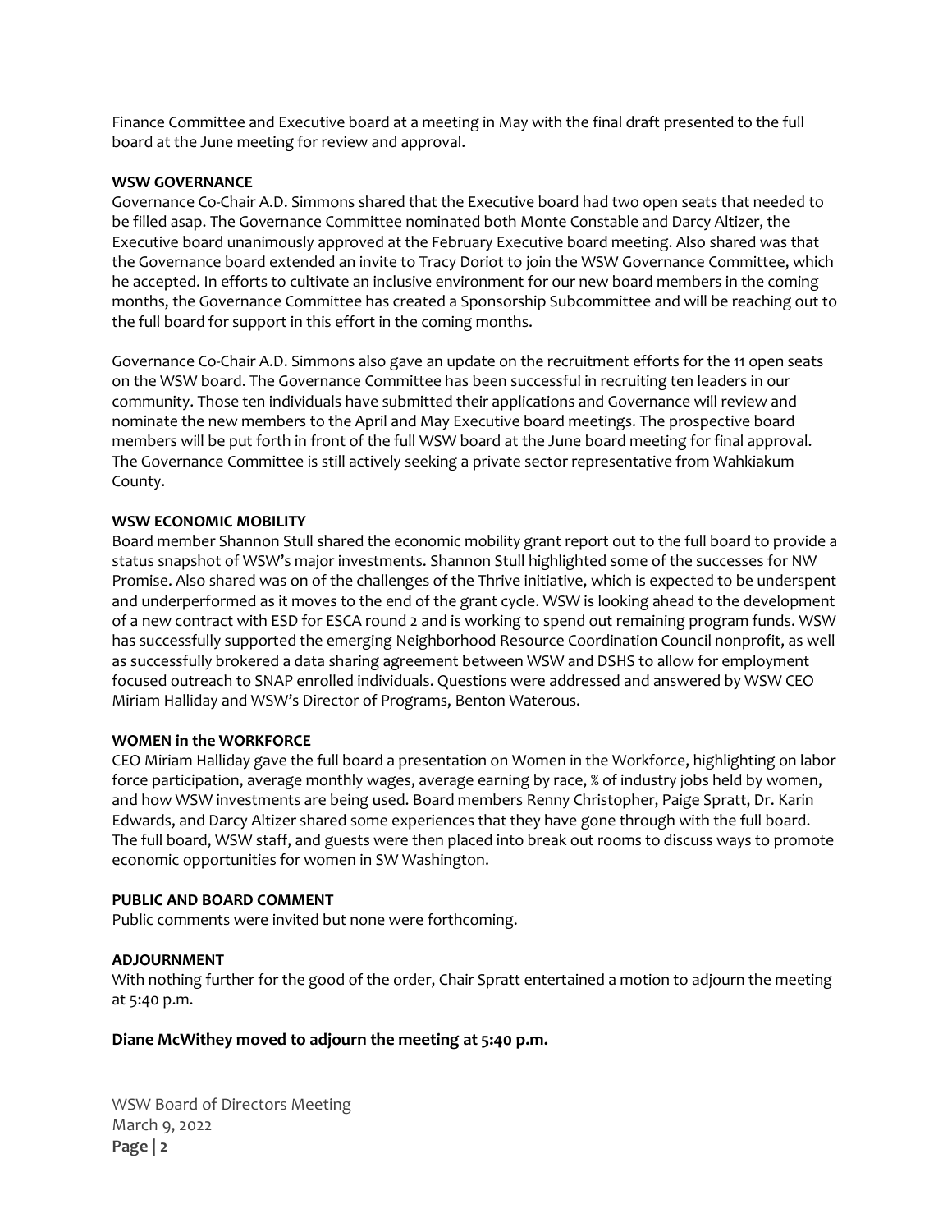Finance Committee and Executive board at a meeting in May with the final draft presented to the full board at the June meeting for review and approval.

**WSW GOVERNANCE**

Governance Co-Chair A.D. Simmons shared that the Executive board had two open seats that needed to be filled asap. The Governance Committee nominated both Monte Constable and Darcy Altizer, the Executive board unanimously approved at the February Executive board meeting. Also shared was that the Governance board extended an invite to Tracy Doriot to join the WSW Governance Committee, which he accepted. In efforts to cultivate an inclusive environment for our new board members in the coming months, the Governance Committee has created a Sponsorship Subcommittee and will be reaching out to the full board for support in this effort in the coming months.

Governance Co-Chair A.D. Simmons also gave an update on the recruitment efforts for the 11 open seats on the WSW board. The Governance Committee has been successful in recruiting ten leaders in our community. Those ten individuals have submitted their applications and Governance will review and nominate the new members to the April and May Executive board meetings. The prospective board members will be put forth in front of the full WSW board at the June board meeting for final approval. The Governance Committee is still actively seeking a private sector representative from Wahkiakum County.

**WSW ECONOMIC MOBILITY**

Board member Shannon Stull shared the economic mobility grant report out to the full board to provide a status snapshot of WSW's major investments. Shannon Stull highlighted some of the successes for NW Promise. Also shared was on of the challenges of the Thrive initiative, which is expected to be underspent and underperformed as it moves to the end of the grant cycle. WSW is looking ahead to the development of a new contract with ESD for ESCA round 2 and is working to spend out remaining program funds. WSW has successfully supported the emerging Neighborhood Resource Coordination Council nonprofit, as well as successfully brokered a data sharing agreement between WSW and DSHS to allow for employment focused outreach to SNAP enrolled individuals. Questions were addressed and answered by WSW CEO Miriam Halliday and WSW's Director of Programs, Benton Waterous.

**WOMEN in the WORKFORCE**

CEO Miriam Halliday gave the full board a presentation on Women in the Workforce, highlighting on labor force participation, average monthly wages, average earning by race, % of industry jobs held by women, and how WSW investments are being used. Board members Renny Christopher, Paige Spratt, Dr. Karin Edwards, and Darcy Altizer shared some experiences that they have gone through with the full board. The full board, WSW staff, and guests were then placed into break out rooms to discuss ways to promote economic opportunities for women in SW Washington.

**PUBLIC AND BOARD COMMENT**

Public comments were invited but none were forthcoming.

**ADJOURNMENT**

With nothing further for the good of the order, Chair Spratt entertained a motion to adjourn the meeting at 5:40 p.m.

**Diane McWithey moved to adjourn the meeting at 5:40 p.m.**